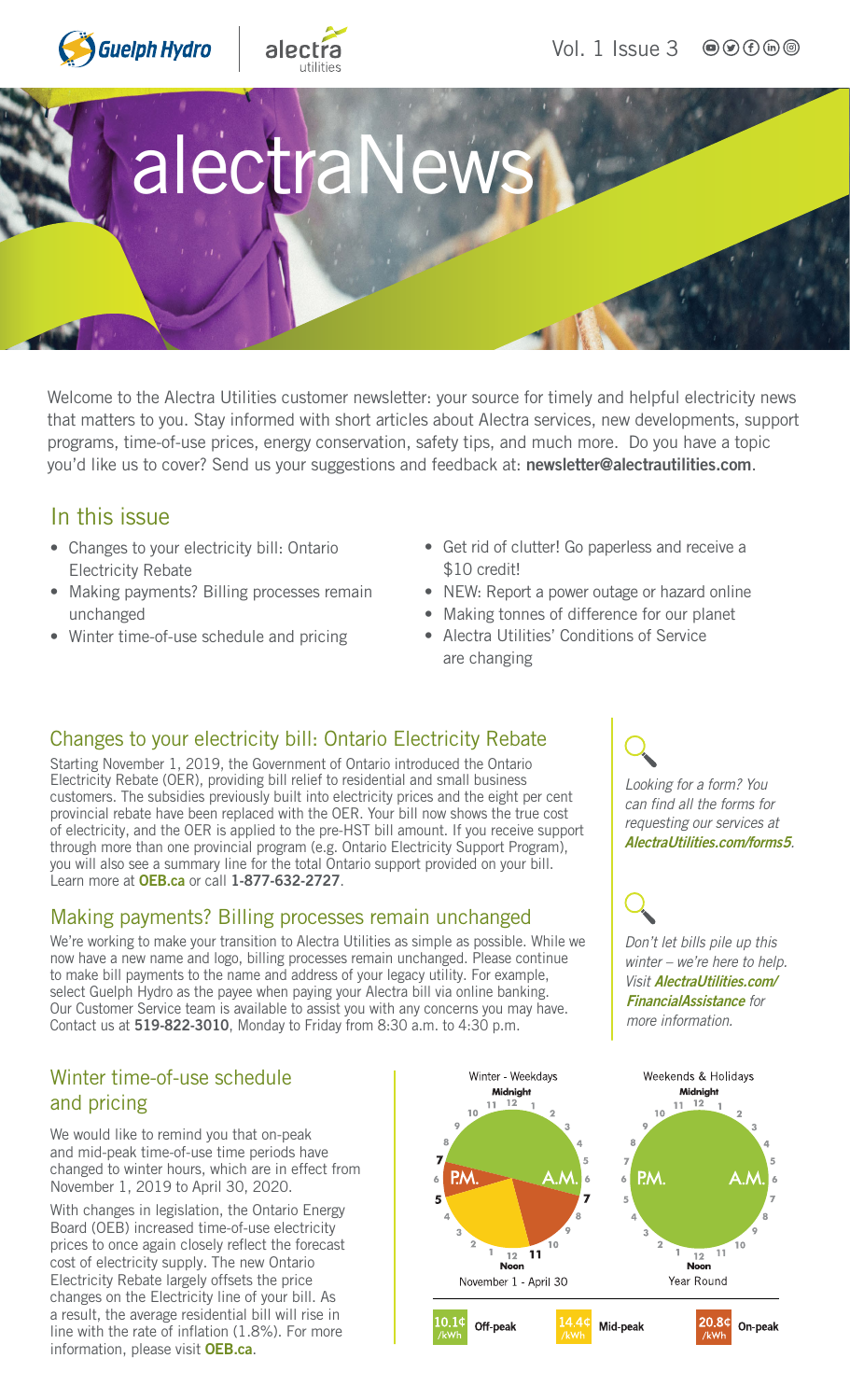Guelph Hydro | alectra utilities

Vol. 1 Issue 3

# alectraNews

Welcome to the Alectra Utilities customer newsletter: your source for timely and helpful electricity news that matters to you. Stay informed with short articles about Alectra services, new developments, support programs, time-of-use prices, energy conservation, safety tips, and much more. Do you have a topic you'd like us to cover? Send us your suggestions and feedback at: **newsletter@alectrautilities.com**.

## In this issue

- Changes to your electricity bill: Ontario Electricity Rebate
- Making payments? Billing processes remain unchanged
- Winter time-of-use schedule and pricing
- Get rid of clutter! Go paperless and receive a $10 credit!
- NEW: Report a power outage or hazard online
- Making tonnes of difference for our planet
- Alectra Utilities' Conditions of Service are changing

## Changes to your electricity bill: Ontario Electricity Rebate

Starting November 1, 2019, the Government of Ontario introduced the Ontario Electricity Rebate (OER), providing bill relief to residential and small business customers. The subsidies previously built into electricity prices and the eight per cent provincial rebate have been replaced with the OER. Your bill now shows the true cost of electricity, and the OER is applied to the pre-HST bill amount. If you receive support through more than one provincial program (e.g. Ontario Electricity Support Program), you will also see a summary line for the total Ontario support provided on your bill. Learn more at **OEB.ca** or call **1-877-632-2727**.

## Making payments? Billing processes remain unchanged

We're working to make your transition to Alectra Utilities as simple as possible. While we now have a new name and logo, billing processes remain unchanged. Please continue to make bill payments to the name and address of your legacy utility. For example, select Guelph Hydro as the payee when paying your Alectra bill via online banking. Our Customer Service team is available to assist you with any concerns you may have. Contact us at **519-822-3010**, Monday to Friday from 8:30 a.m. to 4:30 p.m.

*Looking for a form? You can find all the forms for requesting our services at* ***AlectraUtilities.com/forms5****.*

*Don't let bills pile up this winter – we're here to help. Visit* ***AlectraUtilities.com/FinancialAssistance*** *for more information.*

## Winter time-of-use schedule and pricing

We would like to remind you that on-peak and mid-peak time-of-use time periods have changed to winter hours, which are in effect from November 1, 2019 to April 30, 2020.

With changes in legislation, the Ontario Energy Board (OEB) increased time-of-use electricity prices to once again closely reflect the forecast cost of electricity supply. The new Ontario Electricity Rebate largely offsets the price changes on the Electricity line of your bill. As a result, the average residential bill will rise in line with the rate of inflation (1.8%). For more information, please visit **OEB.ca**.

Winter - Weekdays (November 1 - April 30): Off-peak 7 P.M. – 7 A.M.; On-peak 7 A.M. – 11 A.M.; Mid-peak 11 A.M. – 5 P.M.; On-peak 5 P.M. – 7 P.M.

Weekends & Holidays (Year Round): Off-peak all day

| Price | Period |
|---|---|
| 10.1¢/kWh | Off-peak |
| 14.4¢/kWh | Mid-peak |
| 20.8¢/kWh | On-peak |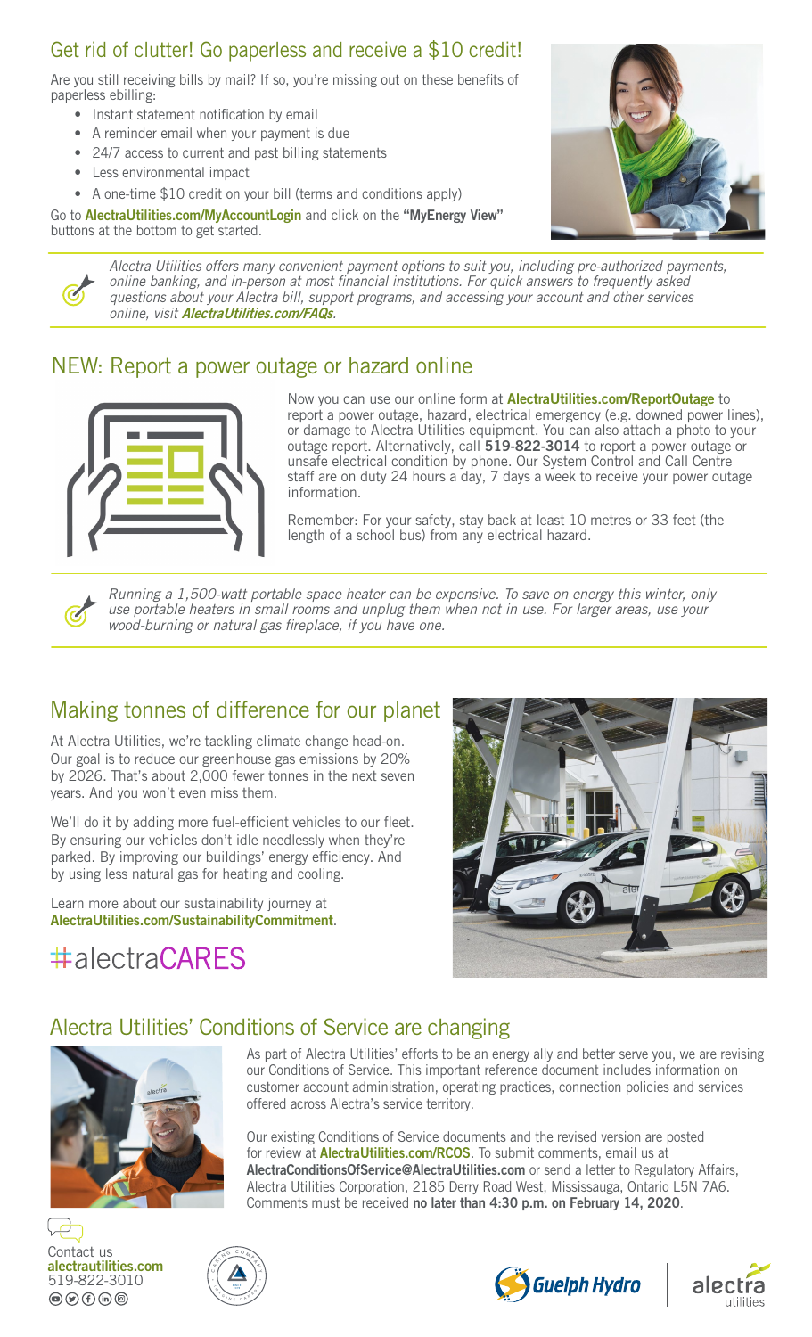## Get rid of clutter! Go paperless and receive a $10 credit!

Are you still receiving bills by mail? If so, you're missing out on these benefits of paperless ebilling:

- Instant statement notification by email
- A reminder email when your payment is due
- 24/7 access to current and past billing statements
- Less environmental impact
- A one-time $10 credit on your bill (terms and conditions apply)

Go to **AlectraUtilities.com/MyAccountLogin** and click on the **"MyEnergy View"** buttons at the bottom to get started.

*Alectra Utilities offers many convenient payment options to suit you, including pre-authorized payments, online banking, and in-person at most financial institutions. For quick answers to frequently asked questions about your Alectra bill, support programs, and accessing your account and other services online, visit* ***AlectraUtilities.com/FAQs****.*

## NEW: Report a power outage or hazard online

Now you can use our online form at **AlectraUtilities.com/ReportOutage** to report a power outage, hazard, electrical emergency (e.g. downed power lines), or damage to Alectra Utilities equipment. You can also attach a photo to your outage report. Alternatively, call **519-822-3014** to report a power outage or unsafe electrical condition by phone. Our System Control and Call Centre staff are on duty 24 hours a day, 7 days a week to receive your power outage information.

Remember: For your safety, stay back at least 10 metres or 33 feet (the length of a school bus) from any electrical hazard.

*Running a 1,500-watt portable space heater can be expensive. To save on energy this winter, only use portable heaters in small rooms and unplug them when not in use. For larger areas, use your wood-burning or natural gas fireplace, if you have one.*

## Making tonnes of difference for our planet

At Alectra Utilities, we're tackling climate change head-on. Our goal is to reduce our greenhouse gas emissions by 20% by 2026. That's about 2,000 fewer tonnes in the next seven years. And you won't even miss them.

We'll do it by adding more fuel-efficient vehicles to our fleet. By ensuring our vehicles don't idle needlessly when they're parked. By improving our buildings' energy efficiency. And by using less natural gas for heating and cooling.

Learn more about our sustainability journey at **AlectraUtilities.com/SustainabilityCommitment**.

#alectraCARES

## Alectra Utilities' Conditions of Service are changing

As part of Alectra Utilities' efforts to be an energy ally and better serve you, we are revising our Conditions of Service. This important reference document includes information on customer account administration, operating practices, connection policies and services offered across Alectra's service territory.

Our existing Conditions of Service documents and the revised version are posted for review at **AlectraUtilities.com/RCOS**. To submit comments, email us at **AlectraConditionsOfService@AlectraUtilities.com** or send a letter to Regulatory Affairs, Alectra Utilities Corporation, 2185 Derry Road West, Mississauga, Ontario L5N 7A6. Comments must be received **no later than 4:30 p.m. on February 14, 2020**.

Contact us
**alectrautilities.com**
519-822-3010

Guelph Hydro | alectra utilities